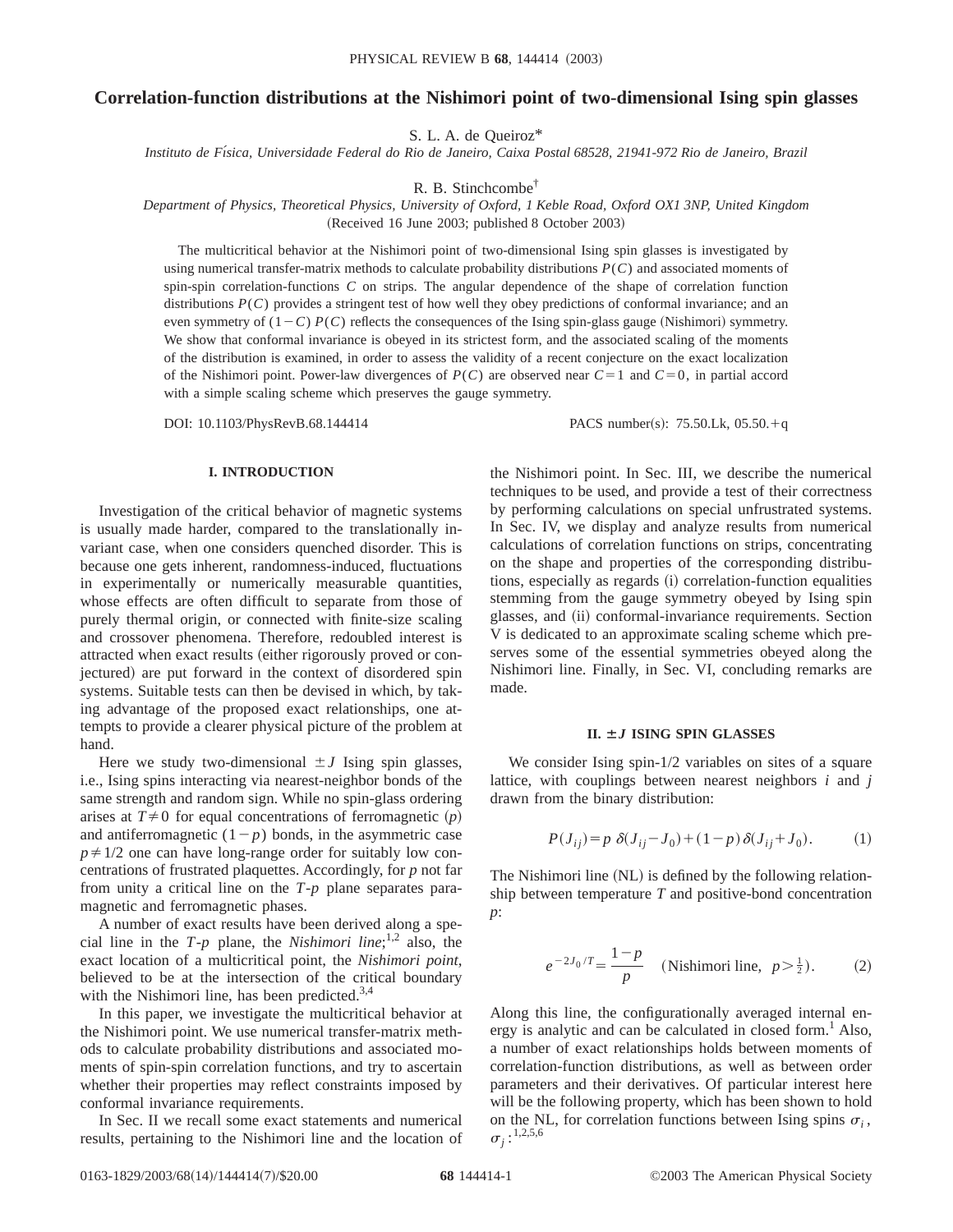# Correlation-function distributions at the Nishimori point of two-dimensional Ising spin glasses

S. L. A. de Queiroz*

*Instituto de Física, Universidade Federal do Rio de Janeiro, Caixa Postal 68528, 21941-972 Rio de Janeiro, Brazil*

R. B. Stinchcombe†

*Department of Physics, Theoretical Physics, University of Oxford, 1 Keble Road, Oxford OX1 3NP, United Kingdom*

(Received 16 June 2003; published 8 October 2003)

The multicritical behavior at the Nishimori point of two-dimensional Ising spin glasses is investigated by using numerical transfer-matrix methods to calculate probability distributions $P(C)$ and associated moments of spin-spin correlation-functions $C$ on strips. The angular dependence of the shape of correlation function distributions $P(C)$ provides a stringent test of how well they obey predictions of conformal invariance; and an even symmetry of $(1-C)\,P(C)$ reflects the consequences of the Ising spin-glass gauge (Nishimori) symmetry. We show that conformal invariance is obeyed in its strictest form, and the associated scaling of the moments of the distribution is examined, in order to assess the validity of a recent conjecture on the exact localization of the Nishimori point. Power-law divergences of $P(C)$ are observed near $C=1$ and $C=0$, in partial accord with a simple scaling scheme which preserves the gauge symmetry.

DOI: 10.1103/PhysRevB.68.144414 PACS number(s): 75.50.Lk, 05.50.+q

## I. INTRODUCTION

Investigation of the critical behavior of magnetic systems is usually made harder, compared to the translationally invariant case, when one considers quenched disorder. This is because one gets inherent, randomness-induced, fluctuations in experimentally or numerically measurable quantities, whose effects are often difficult to separate from those of purely thermal origin, or connected with finite-size scaling and crossover phenomena. Therefore, redoubled interest is attracted when exact results (either rigorously proved or conjectured) are put forward in the context of disordered spin systems. Suitable tests can then be devised in which, by taking advantage of the proposed exact relationships, one attempts to provide a clearer physical picture of the problem at hand.

Here we study two-dimensional $\pm J$ Ising spin glasses, i.e., Ising spins interacting via nearest-neighbor bonds of the same strength and random sign. While no spin-glass ordering arises at $T\neq 0$ for equal concentrations of ferromagnetic $(p)$ and antiferromagnetic $(1-p)$ bonds, in the asymmetric case $p\neq 1/2$ one can have long-range order for suitably low concentrations of frustrated plaquettes. Accordingly, for $p$ not far from unity a critical line on the $T$-$p$ plane separates paramagnetic and ferromagnetic phases.

A number of exact results have been derived along a special line in the $T$-$p$ plane, the *Nishimori line*;[1,2] also, the exact location of a multicritical point, the *Nishimori point*, believed to be at the intersection of the critical boundary with the Nishimori line, has been predicted.[3,4]

In this paper, we investigate the multicritical behavior at the Nishimori point. We use numerical transfer-matrix methods to calculate probability distributions and associated moments of spin-spin correlation functions, and try to ascertain whether their properties may reflect constraints imposed by conformal invariance requirements.

In Sec. II we recall some exact statements and numerical results, pertaining to the Nishimori line and the location of the Nishimori point. In Sec. III, we describe the numerical techniques to be used, and provide a test of their correctness by performing calculations on special unfrustrated systems. In Sec. IV, we display and analyze results from numerical calculations of correlation functions on strips, concentrating on the shape and properties of the corresponding distributions, especially as regards (i) correlation-function equalities stemming from the gauge symmetry obeyed by Ising spin glasses, and (ii) conformal-invariance requirements. Section V is dedicated to an approximate scaling scheme which preserves some of the essential symmetries obeyed along the Nishimori line. Finally, in Sec. VI, concluding remarks are made.

## II. $\pm J$ ISING SPIN GLASSES

We consider Ising spin-1/2 variables on sites of a square lattice, with couplings between nearest neighbors $i$ and $j$ drawn from the binary distribution:

$$P(J_{ij}) = p\,\delta(J_{ij}-J_0) + (1-p)\,\delta(J_{ij}+J_0). \tag{1}$$

The Nishimori line (NL) is defined by the following relationship between temperature $T$ and positive-bond concentration $p$:

$$e^{-2J_0/T} = \frac{1-p}{p} \quad \left(\text{Nishimori line},\ p>\tfrac{1}{2}\right). \tag{2}$$

Along this line, the configurationally averaged internal energy is analytic and can be calculated in closed form.[1] Also, a number of exact relationships holds between moments of correlation-function distributions, as well as between order parameters and their derivatives. Of particular interest here will be the following property, which has been shown to hold on the NL, for correlation functions between Ising spins $\sigma_i$, $\sigma_j$:[1,2,5,6]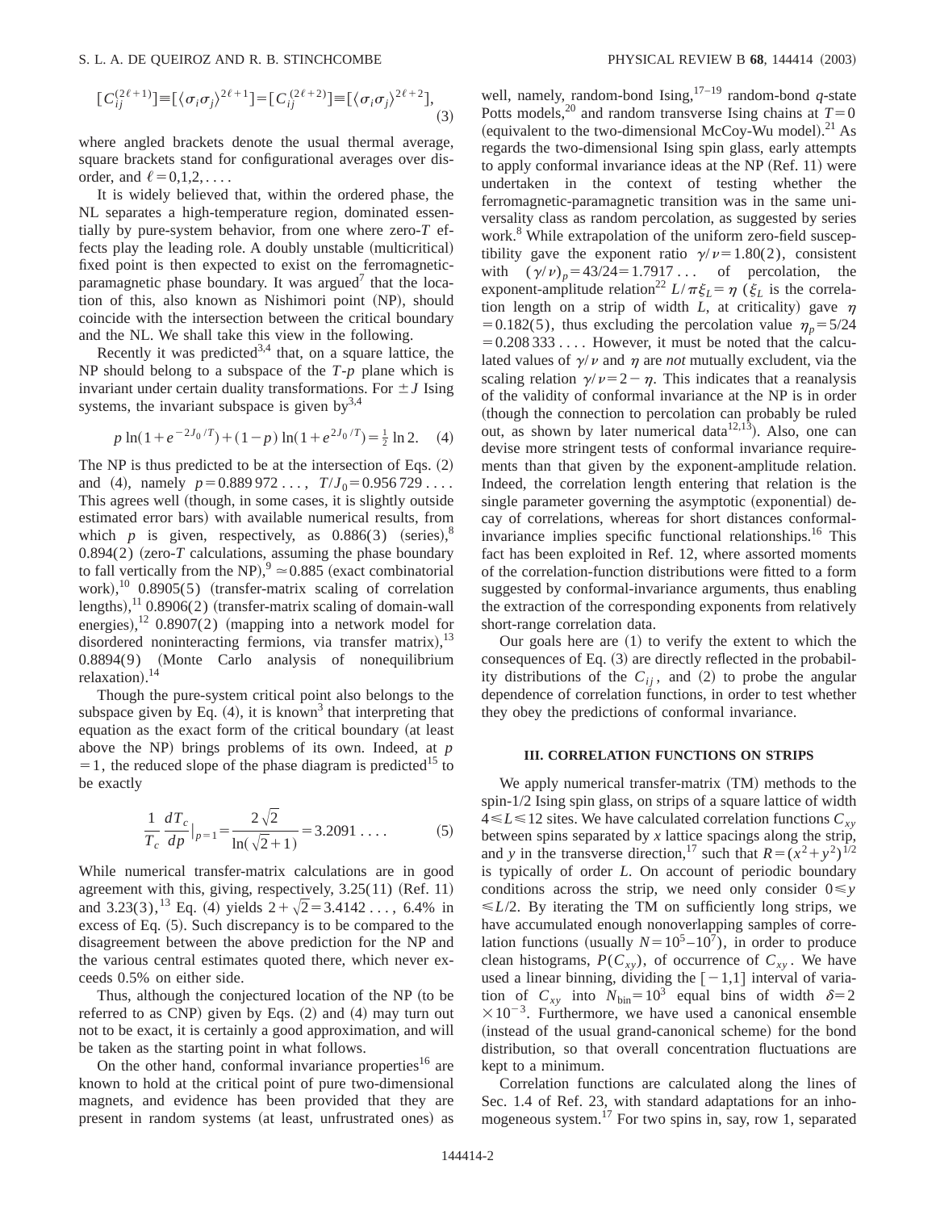$$[C_{ij}^{(2\ell+1)}] \equiv [\langle \sigma_i \sigma_j \rangle^{2\ell+1}] = [C_{ij}^{(2\ell+2)}] \equiv [\langle \sigma_i \sigma_j \rangle^{2\ell+2}], \tag{3}$$

where angled brackets denote the usual thermal average, square brackets stand for configurational averages over disorder, and $\ell = 0,1,2,\ldots$.

It is widely believed that, within the ordered phase, the NL separates a high-temperature region, dominated essentially by pure-system behavior, from one where zero-$T$ effects play the leading role. A doubly unstable (multicritical) fixed point is then expected to exist on the ferromagnetic-paramagnetic phase boundary. It was argued[7] that the location of this, also known as Nishimori point (NP), should coincide with the intersection between the critical boundary and the NL. We shall take this view in the following.

Recently it was predicted[3,4] that, on a square lattice, the NP should belong to a subspace of the $T$-$p$ plane which is invariant under certain duality transformations. For $\pm J$ Ising systems, the invariant subspace is given by[3,4]

$$p \ln(1+e^{-2J_0/T}) + (1-p)\ln(1+e^{2J_0/T}) = \tfrac{1}{2}\ln 2. \tag{4}$$

The NP is thus predicted to be at the intersection of Eqs. (2) and (4), namely $p = 0.889\,972\ldots$, $T/J_0 = 0.956\,729\ldots$. This agrees well (though, in some cases, it is slightly outside estimated error bars) with available numerical results, from which $p$ is given, respectively, as 0.886(3) (series),[8] 0.894(2) (zero-$T$ calculations, assuming the phase boundary to fall vertically from the NP),[9] $\simeq 0.885$ (exact combinatorial work),[10] 0.8905(5) (transfer-matrix scaling of correlation lengths),[11] 0.8906(2) (transfer-matrix scaling of domain-wall energies),[12] 0.8907(2) (mapping into a network model for disordered noninteracting fermions, via transfer matrix),[13] 0.8894(9) (Monte Carlo analysis of nonequilibrium relaxation).[14]

Though the pure-system critical point also belongs to the subspace given by Eq. (4), it is known[3] that interpreting that equation as the exact form of the critical boundary (at least above the NP) brings problems of its own. Indeed, at $p = 1$, the reduced slope of the phase diagram is predicted[15] to be exactly

$$\frac{1}{T_c}\frac{dT_c}{dp}\Big|_{p=1} = \frac{2\sqrt{2}}{\ln(\sqrt{2}+1)} = 3.2091\ldots. \tag{5}$$

While numerical transfer-matrix calculations are in good agreement with this, giving, respectively, 3.25(11) (Ref. 11) and 3.23(3),[13] Eq. (4) yields $2+\sqrt{2} = 3.4142\ldots$, 6.4% in excess of Eq. (5). Such discrepancy is to be compared to the disagreement between the above prediction for the NP and the various central estimates quoted there, which never exceeds 0.5% on either side.

Thus, although the conjectured location of the NP (to be referred to as CNP) given by Eqs. (2) and (4) may turn out not to be exact, it is certainly a good approximation, and will be taken as the starting point in what follows.

On the other hand, conformal invariance properties[16] are known to hold at the critical point of pure two-dimensional magnets, and evidence has been provided that they are present in random systems (at least, unfrustrated ones) as well, namely, random-bond Ising,[17–19] random-bond $q$-state Potts models,[20] and random transverse Ising chains at $T=0$ (equivalent to the two-dimensional McCoy-Wu model).[21] As regards the two-dimensional Ising spin glass, early attempts to apply conformal invariance ideas at the NP (Ref. 11) were undertaken in the context of testing whether the ferromagnetic-paramagnetic transition was in the same universality class as random percolation, as suggested by series work.[8] While extrapolation of the uniform zero-field susceptibility gave the exponent ratio $\gamma/\nu = 1.80(2)$, consistent with $(\gamma/\nu)_p = 43/24 = 1.7917\ldots$ of percolation, the exponent-amplitude relation[22] $L/\pi\xi_L = \eta$ ($\xi_L$ is the correlation length on a strip of width $L$, at criticality) gave $\eta = 0.182(5)$, thus excluding the percolation value $\eta_p = 5/24 = 0.208\,333\ldots$. However, it must be noted that the calculated values of $\gamma/\nu$ and $\eta$ are *not* mutually excludent, via the scaling relation $\gamma/\nu = 2-\eta$. This indicates that a reanalysis of the validity of conformal invariance at the NP is in order (though the connection to percolation can probably be ruled out, as shown by later numerical data[12,13]). Also, one can devise more stringent tests of conformal invariance requirements than that given by the exponent-amplitude relation. Indeed, the correlation length entering that relation is the single parameter governing the asymptotic (exponential) decay of correlations, whereas for short distances conformal-invariance implies specific functional relationships.[16] This fact has been exploited in Ref. 12, where assorted moments of the correlation-function distributions were fitted to a form suggested by conformal-invariance arguments, thus enabling the extraction of the corresponding exponents from relatively short-range correlation data.

Our goals here are (1) to verify the extent to which the consequences of Eq. (3) are directly reflected in the probability distributions of the $C_{ij}$, and (2) to probe the angular dependence of correlation functions, in order to test whether they obey the predictions of conformal invariance.

### III. CORRELATION FUNCTIONS ON STRIPS

We apply numerical transfer-matrix (TM) methods to the spin-1/2 Ising spin glass, on strips of a square lattice of width $4 \leq L \leq 12$ sites. We have calculated correlation functions $C_{xy}$ between spins separated by $x$ lattice spacings along the strip, and $y$ in the transverse direction,[17] such that $R = (x^2+y^2)^{1/2}$ is typically of order $L$. On account of periodic boundary conditions across the strip, we need only consider $0 \leq y \leq L/2$. By iterating the TM on sufficiently long strips, we have accumulated enough nonoverlapping samples of correlation functions (usually $N = 10^5$–$10^7$), in order to produce clean histograms, $P(C_{xy})$, of occurrence of $C_{xy}$. We have used a linear binning, dividing the $[-1,1]$ interval of variation of $C_{xy}$ into $N_{\rm bin} = 10^3$ equal bins of width $\delta = 2 \times 10^{-3}$. Furthermore, we have used a canonical ensemble (instead of the usual grand-canonical scheme) for the bond distribution, so that overall concentration fluctuations are kept to a minimum.

Correlation functions are calculated along the lines of Sec. 1.4 of Ref. 23, with standard adaptations for an inhomogeneous system.[17] For two spins in, say, row 1, separated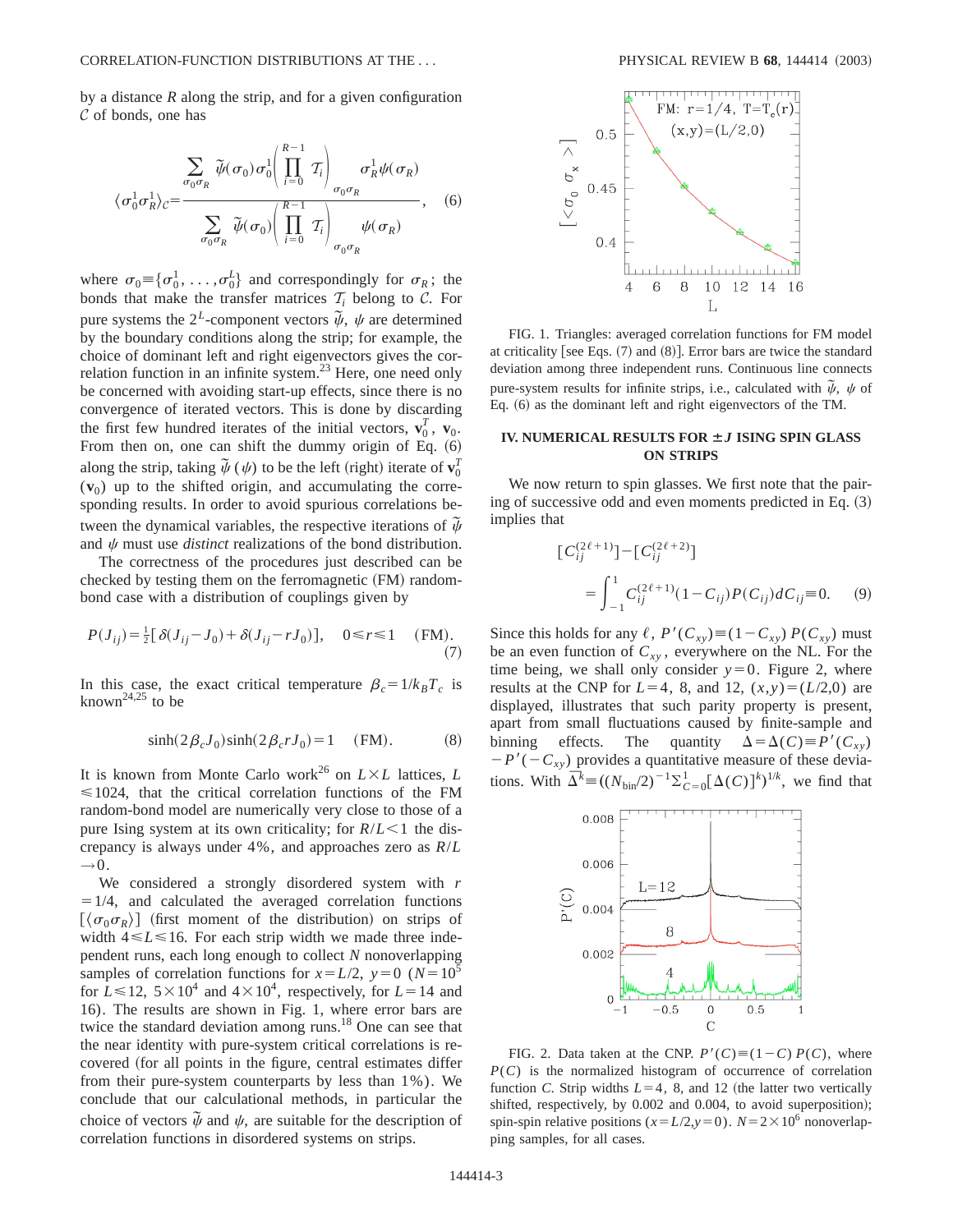by a distance $R$ along the strip, and for a given configuration $\mathcal{C}$ of bonds, one has

$$\langle \sigma_0^1 \sigma_R^1 \rangle_{\mathcal{C}} = \frac{\sum_{\sigma_0 \sigma_R} \tilde{\psi}(\sigma_0) \sigma_0^1 \left( \prod_{i=0}^{R-1} \mathcal{T}_i \right)_{\sigma_0 \sigma_R} \sigma_R^1 \psi(\sigma_R)}{\sum_{\sigma_0 \sigma_R} \tilde{\psi}(\sigma_0) \left( \prod_{i=0}^{R-1} \mathcal{T}_i \right)_{\sigma_0 \sigma_R} \psi(\sigma_R)}, \quad (6)$$

where $\sigma_0 \equiv \{\sigma_0^1, \ldots, \sigma_0^L\}$ and correspondingly for $\sigma_R$; the bonds that make the transfer matrices $\mathcal{T}_i$ belong to $\mathcal{C}$. For pure systems the $2^L$-component vectors $\tilde{\psi}$, $\psi$ are determined by the boundary conditions along the strip; for example, the choice of dominant left and right eigenvectors gives the correlation function in an infinite system.[23] Here, one need only be concerned with avoiding start-up effects, since there is no convergence of iterated vectors. This is done by discarding the first few hundred iterates of the initial vectors, $\mathbf{v}_0^T$, $\mathbf{v}_0$. From then on, one can shift the dummy origin of Eq. (6) along the strip, taking $\tilde{\psi}$ ($\psi$) to be the left (right) iterate of $\mathbf{v}_0^T$ ($\mathbf{v}_0$) up to the shifted origin, and accumulating the corresponding results. In order to avoid spurious correlations between the dynamical variables, the respective iterations of $\tilde{\psi}$ and $\psi$ must use *distinct* realizations of the bond distribution.

The correctness of the procedures just described can be checked by testing them on the ferromagnetic (FM) random-bond case with a distribution of couplings given by

$$P(J_{ij}) = \tfrac{1}{2}[\delta(J_{ij} - J_0) + \delta(J_{ij} - rJ_0)], \quad 0 \leqslant r \leqslant 1 \quad \text{(FM)}. \quad (7)$$

In this case, the exact critical temperature $\beta_c = 1/k_B T_c$ is known[24,25] to be

$$\sinh(2\beta_c J_0)\sinh(2\beta_c r J_0) = 1 \quad \text{(FM)}. \quad (8)$$

It is known from Monte Carlo work[26] on $L \times L$ lattices, $L \leqslant 1024$, that the critical correlation functions of the FM random-bond model are numerically very close to those of a pure Ising system at its own criticality; for $R/L < 1$ the discrepancy is always under 4%, and approaches zero as $R/L \to 0$.

We considered a strongly disordered system with $r = 1/4$, and calculated the averaged correlation functions $[\langle \sigma_0 \sigma_R \rangle]$ (first moment of the distribution) on strips of width $4 \leqslant L \leqslant 16$. For each strip width we made three independent runs, each long enough to collect $N$ nonoverlapping samples of correlation functions for $x = L/2$, $y = 0$ ($N = 10^5$ for $L \leqslant 12$, $5 \times 10^4$ and $4 \times 10^4$, respectively, for $L = 14$ and 16). The results are shown in Fig. 1, where error bars are twice the standard deviation among runs.[18] One can see that the near identity with pure-system critical correlations is recovered (for all points in the figure, central estimates differ from their pure-system counterparts by less than 1%). We conclude that our calculational methods, in particular the choice of vectors $\tilde{\psi}$ and $\psi$, are suitable for the description of correlation functions in disordered systems on strips.

FIG. 1. Triangles: averaged correlation functions for FM model at criticality [see Eqs. (7) and (8)]. Error bars are twice the standard deviation among three independent runs. Continuous line connects pure-system results for infinite strips, i.e., calculated with $\tilde{\psi}$, $\psi$ of Eq. (6) as the dominant left and right eigenvectors of the TM.

## IV. NUMERICAL RESULTS FOR $\pm J$ ISING SPIN GLASS ON STRIPS

We now return to spin glasses. We first note that the pairing of successive odd and even moments predicted in Eq. (3) implies that

$$[C_{ij}^{(2\ell+1)}] - [C_{ij}^{(2\ell+2)}] = \int_{-1}^{1} C_{ij}^{(2\ell+1)}(1 - C_{ij}) P(C_{ij}) dC_{ij} \equiv 0. \quad (9)$$

Since this holds for any $\ell$, $P'(C_{xy}) \equiv (1 - C_{xy}) P(C_{xy})$ must be an even function of $C_{xy}$, everywhere on the NL. For the time being, we shall only consider $y = 0$. Figure 2, where results at the CNP for $L = 4$, 8, and 12, $(x,y) = (L/2,0)$ are displayed, illustrates that such parity property is present, apart from small fluctuations caused by finite-sample and binning effects. The quantity $\Delta = \Delta(C) \equiv P'(C_{xy}) - P'(-C_{xy})$ provides a quantitative measure of these deviations. With $\overline{\Delta}^k \equiv ((N_{\text{bin}}/2)^{-1} \Sigma_{C=0}^{1} [\Delta(C)]^k)^{1/k}$, we find that

FIG. 2. Data taken at the CNP. $P'(C) \equiv (1 - C) P(C)$, where $P(C)$ is the normalized histogram of occurrence of correlation function $C$. Strip widths $L = 4$, 8, and 12 (the latter two vertically shifted, respectively, by 0.002 and 0.004, to avoid superposition); spin-spin relative positions ($x = L/2, y = 0$). $N = 2 \times 10^6$ nonoverlapping samples, for all cases.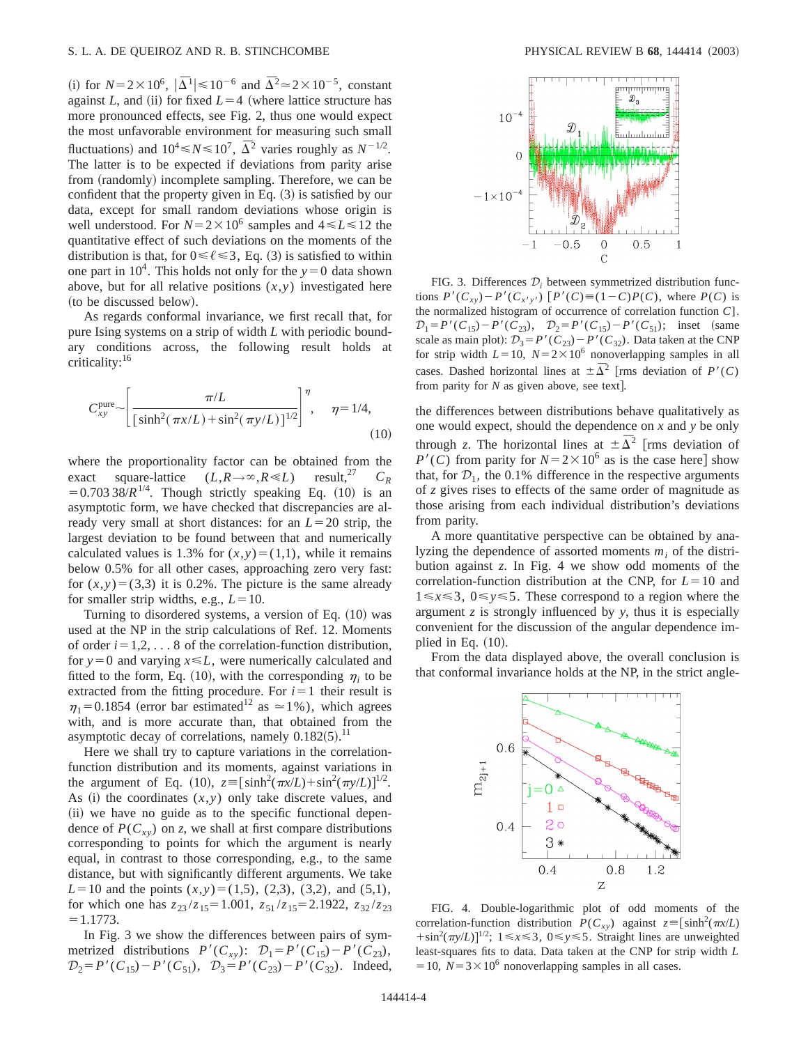(i) for $N=2\times10^6$, $|\overline{\Delta}^1|\leqslant10^{-6}$ and $\overline{\Delta}^2\simeq2\times10^{-5}$, constant against $L$, and (ii) for fixed $L=4$ (where lattice structure has more pronounced effects, see Fig. 2, thus one would expect the most unfavorable environment for measuring such small fluctuations) and $10^4\leqslant N\leqslant10^7$, $\overline{\Delta}^2$ varies roughly as $N^{-1/2}$. The latter is to be expected if deviations from parity arise from (randomly) incomplete sampling. Therefore, we can be confident that the property given in Eq. (3) is satisfied by our data, except for small random deviations whose origin is well understood. For $N=2\times10^6$ samples and $4\leqslant L\leqslant12$ the quantitative effect of such deviations on the moments of the distribution is that, for $0\leqslant\ell\leqslant3$, Eq. (3) is satisfied to within one part in $10^4$. This holds not only for the $y=0$ data shown above, but for all relative positions $(x,y)$ investigated here (to be discussed below).

As regards conformal invariance, we first recall that, for pure Ising systems on a strip of width $L$ with periodic boundary conditions across, the following result holds at criticality:[16]

$$C_{xy}^{\rm pure}\sim\left[\frac{\pi/L}{[\sinh^2(\pi x/L)+\sin^2(\pi y/L)]^{1/2}}\right]^{\eta},\qquad \eta=1/4, \tag{10}$$

where the proportionality factor can be obtained from the exact square-lattice $(L,R\to\infty,R\ll L)$ result,[27] $C_R=0.703\,38/R^{1/4}$. Though strictly speaking Eq. (10) is an asymptotic form, we have checked that discrepancies are already very small at short distances: for an $L=20$ strip, the largest deviation to be found between that and numerically calculated values is 1.3% for $(x,y)=(1,1)$, while it remains below 0.5% for all other cases, approaching zero very fast: for $(x,y)=(3,3)$ it is 0.2%. The picture is the same already for smaller strip widths, e.g., $L=10$.

Turning to disordered systems, a version of Eq. (10) was used at the NP in the strip calculations of Ref. 12. Moments of order $i=1,2,\ldots 8$ of the correlation-function distribution, for $y=0$ and varying $x\leqslant L$, were numerically calculated and fitted to the form, Eq. (10), with the corresponding $\eta_i$ to be extracted from the fitting procedure. For $i=1$ their result is $\eta_1=0.1854$ (error bar estimated[12] as $\simeq1\%$), which agrees with, and is more accurate than, that obtained from the asymptotic decay of correlations, namely 0.182(5).[11]

Here we shall try to capture variations in the correlation-function distribution and its moments, against variations in the argument of Eq. (10), $z\equiv[\sinh^2(\pi x/L)+\sin^2(\pi y/L)]^{1/2}$. As (i) the coordinates $(x,y)$ only take discrete values, and (ii) we have no guide as to the specific functional dependence of $P(C_{xy})$ on $z$, we shall at first compare distributions corresponding to points for which the argument is nearly equal, in contrast to those corresponding, e.g., to the same distance, but with significantly different arguments. We take $L=10$ and the points $(x,y)=(1,5)$, (2,3), (3,2), and (5,1), for which one has $z_{23}/z_{15}=1.001$, $z_{51}/z_{15}=2.1922$, $z_{32}/z_{23}=1.1773$.

In Fig. 3 we show the differences between pairs of symmetrized distributions $P'(C_{xy})$: $\mathcal{D}_1=P'(C_{15})-P'(C_{23})$, $\mathcal{D}_2=P'(C_{15})-P'(C_{51})$, $\mathcal{D}_3=P'(C_{23})-P'(C_{32})$. Indeed, the differences between distributions behave qualitatively as one would expect, should the dependence on $x$ and $y$ be only through $z$. The horizontal lines at $\pm\overline{\Delta}^2$ [rms deviation of $P'(C)$ from parity for $N=2\times10^6$ as is the case here] show that, for $\mathcal{D}_1$, the 0.1% difference in the respective arguments of $z$ gives rise to effects of the same order of magnitude as those arising from each individual distribution's deviations from parity.

FIG. 3. Differences $\mathcal{D}_i$ between symmetrized distribution functions $P'(C_{xy})-P'(C_{x'y'})$ [$P'(C)\equiv(1-C)P(C)$, where $P(C)$ is the normalized histogram of occurrence of correlation function $C$]. $\mathcal{D}_1=P'(C_{15})-P'(C_{23})$, $\mathcal{D}_2=P'(C_{15})-P'(C_{51})$; inset (same scale as main plot): $\mathcal{D}_3=P'(C_{23})-P'(C_{32})$. Data taken at the CNP for strip width $L=10$, $N=2\times10^6$ nonoverlapping samples in all cases. Dashed horizontal lines at $\pm\overline{\Delta}^2$ [rms deviation of $P'(C)$ from parity for $N$ as given above, see text].

A more quantitative perspective can be obtained by analyzing the dependence of assorted moments $m_i$ of the distribution against $z$. In Fig. 4 we show odd moments of the correlation-function distribution at the CNP, for $L=10$ and $1\leqslant x\leqslant3$, $0\leqslant y\leqslant5$. These correspond to a region where the argument $z$ is strongly influenced by $y$, thus it is especially convenient for the discussion of the angular dependence implied in Eq. (10).

From the data displayed above, the overall conclusion is that conformal invariance holds at the NP, in the strict angle-

FIG. 4. Double-logarithmic plot of odd moments of the correlation-function distribution $P(C_{xy})$ against $z\equiv[\sinh^2(\pi x/L)+\sin^2(\pi y/L)]^{1/2}$; $1\leqslant x\leqslant3$, $0\leqslant y\leqslant5$. Straight lines are unweighted least-squares fits to data. Data taken at the CNP for strip width $L=10$, $N=3\times10^6$ nonoverlapping samples in all cases.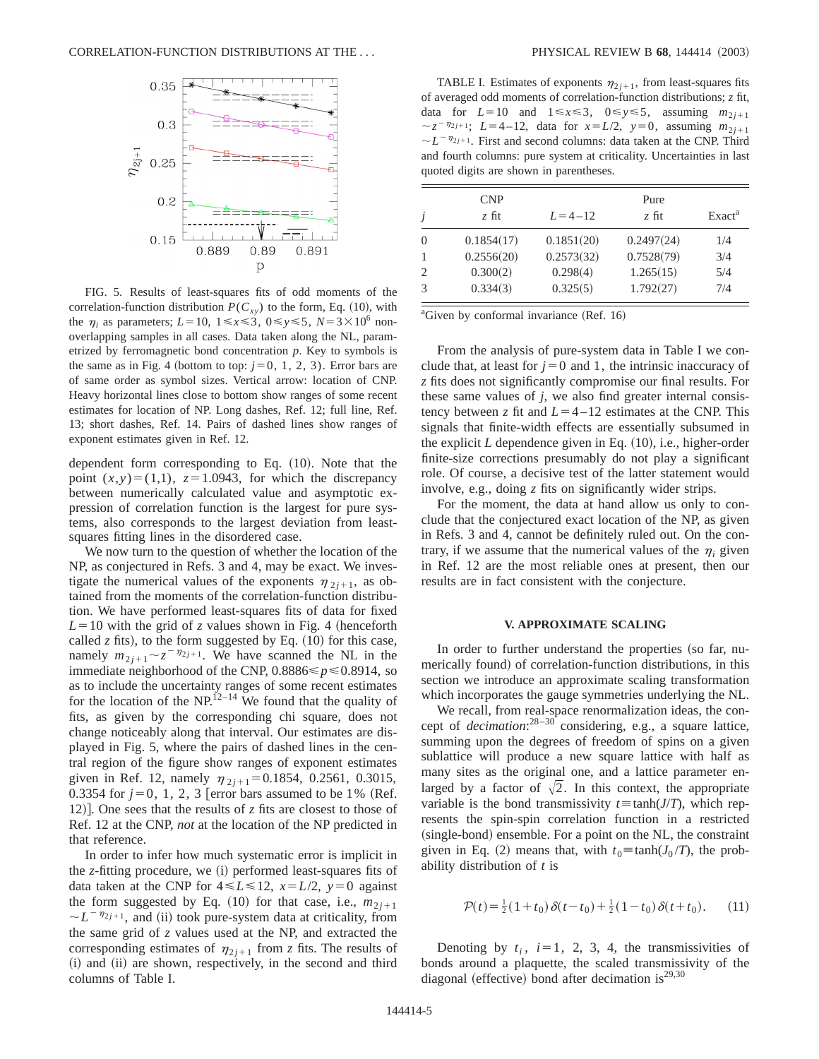FIG. 5. Results of least-squares fits of odd moments of the correlation-function distribution $P(C_{xy})$ to the form, Eq. (10), with the $\eta_i$ as parameters; $L=10$, $1 \leqslant x \leqslant 3$, $0 \leqslant y \leqslant 5$, $N=3\times10^6$ nonoverlapping samples in all cases. Data taken along the NL, parametrized by ferromagnetic bond concentration $p$. Key to symbols is the same as in Fig. 4 (bottom to top: $j=0$, 1, 2, 3). Error bars are of same order as symbol sizes. Vertical arrow: location of CNP. Heavy horizontal lines close to bottom show ranges of some recent estimates for location of NP. Long dashes, Ref. 12; full line, Ref. 13; short dashes, Ref. 14. Pairs of dashed lines show ranges of exponent estimates given in Ref. 12.

dependent form corresponding to Eq. (10). Note that the point $(x,y)=(1,1)$, $z=1.0943$, for which the discrepancy between numerically calculated value and asymptotic expression of correlation function is the largest for pure systems, also corresponds to the largest deviation from least-squares fitting lines in the disordered case.

We now turn to the question of whether the location of the NP, as conjectured in Refs. 3 and 4, may be exact. We investigate the numerical values of the exponents $\eta_{2j+1}$, as obtained from the moments of the correlation-function distribution. We have performed least-squares fits of data for fixed $L=10$ with the grid of $z$ values shown in Fig. 4 (henceforth called $z$ fits), to the form suggested by Eq. (10) for this case, namely $m_{2j+1} \sim z^{-\eta_{2j+1}}$. We have scanned the NL in the immediate neighborhood of the CNP, $0.8886 \leqslant p \leqslant 0.8914$, so as to include the uncertainty ranges of some recent estimates for the location of the NP.[12–14] We found that the quality of fits, as given by the corresponding chi square, does not change noticeably along that interval. Our estimates are displayed in Fig. 5, where the pairs of dashed lines in the central region of the figure show ranges of exponent estimates given in Ref. 12, namely $\eta_{2j+1}=0.1854$, 0.2561, 0.3015, 0.3354 for $j=0$, 1, 2, 3 [error bars assumed to be 1% (Ref. 12)]. One sees that the results of $z$ fits are closest to those of Ref. 12 at the CNP, *not* at the location of the NP predicted in that reference.

In order to infer how much systematic error is implicit in the $z$-fitting procedure, we (i) performed least-squares fits of data taken at the CNP for $4 \leqslant L \leqslant 12$, $x=L/2$, $y=0$ against the form suggested by Eq. (10) for that case, i.e., $m_{2j+1} \sim L^{-\eta_{2j+1}}$, and (ii) took pure-system data at criticality, from the same grid of $z$ values used at the NP, and extracted the corresponding estimates of $\eta_{2j+1}$ from $z$ fits. The results of (i) and (ii) are shown, respectively, in the second and third columns of Table I.

TABLE I. Estimates of exponents $\eta_{2j+1}$, from least-squares fits of averaged odd moments of correlation-function distributions; $z$ fit, data for $L=10$ and $1 \leqslant x \leqslant 3$, $0 \leqslant y \leqslant 5$, assuming $m_{2j+1} \sim z^{-\eta_{2j+1}}$; $L=4$–12, data for $x=L/2$, $y=0$, assuming $m_{2j+1} \sim L^{-\eta_{2j+1}}$. First and second columns: data taken at the CNP. Third and fourth columns: pure system at criticality. Uncertainties in last quoted digits are shown in parentheses.

| | CNP | | Pure | |
|---|---|---|---|---|
| $j$ | $z$ fit | $L=4$–12 | $z$ fit | Exact[a] |
| 0 | 0.1854(17) | 0.1851(20) | 0.2497(24) | 1/4 |
| 1 | 0.2556(20) | 0.2573(32) | 0.7528(79) | 3/4 |
| 2 | 0.300(2) | 0.298(4) | 1.265(15) | 5/4 |
| 3 | 0.334(3) | 0.325(5) | 1.792(27) | 7/4 |

[a]Given by conformal invariance (Ref. 16)

From the analysis of pure-system data in Table I we conclude that, at least for $j=0$ and 1, the intrinsic inaccuracy of $z$ fits does not significantly compromise our final results. For these same values of $j$, we also find greater internal consistency between $z$ fit and $L=4$–12 estimates at the CNP. This signals that finite-width effects are essentially subsumed in the explicit $L$ dependence given in Eq. (10), i.e., higher-order finite-size corrections presumably do not play a significant role. Of course, a decisive test of the latter statement would involve, e.g., doing $z$ fits on significantly wider strips.

For the moment, the data at hand allow us only to conclude that the conjectured exact location of the NP, as given in Refs. 3 and 4, cannot be definitely ruled out. On the contrary, if we assume that the numerical values of the $\eta_i$ given in Ref. 12 are the most reliable ones at present, then our results are in fact consistent with the conjecture.

## V. APPROXIMATE SCALING

In order to further understand the properties (so far, numerically found) of correlation-function distributions, in this section we introduce an approximate scaling transformation which incorporates the gauge symmetries underlying the NL.

We recall, from real-space renormalization ideas, the concept of *decimation*:[28–30] considering, e.g., a square lattice, summing upon the degrees of freedom of spins on a given sublattice will produce a new square lattice with half as many sites as the original one, and a lattice parameter enlarged by a factor of $\sqrt{2}$. In this context, the appropriate variable is the bond transmissivity $t \equiv \tanh(J/T)$, which represents the spin-spin correlation function in a restricted (single-bond) ensemble. For a point on the NL, the constraint given in Eq. (2) means that, with $t_0 \equiv \tanh(J_0/T)$, the probability distribution of $t$ is

$$\mathcal{P}(t)=\tfrac{1}{2}(1+t_0)\,\delta(t-t_0)+\tfrac{1}{2}(1-t_0)\,\delta(t+t_0). \qquad (11)$$

Denoting by $t_i$, $i=1$, 2, 3, 4, the transmissivities of bonds around a plaquette, the scaled transmissivity of the diagonal (effective) bond after decimation is[29,30]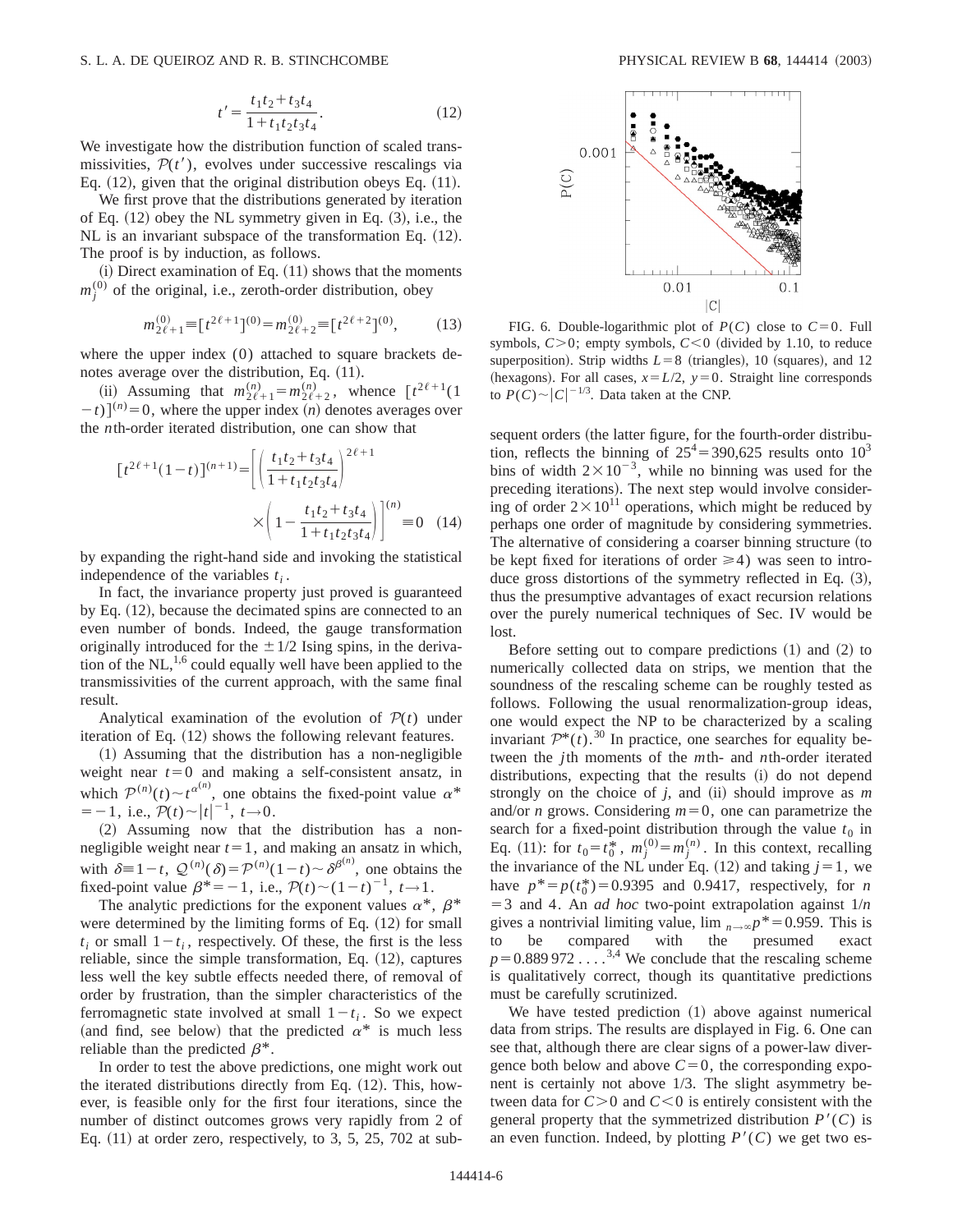$$t' = \frac{t_1 t_2 + t_3 t_4}{1 + t_1 t_2 t_3 t_4}. \tag{12}$$

We investigate how the distribution function of scaled transmissivities, $\mathcal{P}(t')$, evolves under successive rescalings via Eq. (12), given that the original distribution obeys Eq. (11).

We first prove that the distributions generated by iteration of Eq. (12) obey the NL symmetry given in Eq. (3), i.e., the NL is an invariant subspace of the transformation Eq. (12). The proof is by induction, as follows.

(i) Direct examination of Eq. (11) shows that the moments $m_j^{(0)}$ of the original, i.e., zeroth-order distribution, obey

$$m_{2\ell+1}^{(0)} \equiv [t^{2\ell+1}]^{(0)} = m_{2\ell+2}^{(0)} \equiv [t^{2\ell+2}]^{(0)}, \tag{13}$$

where the upper index (0) attached to square brackets denotes average over the distribution, Eq. (11).

(ii) Assuming that $m_{2\ell+1}^{(n)} = m_{2\ell+2}^{(n)}$, whence $[t^{2\ell+1}(1-t)]^{(n)} = 0$, where the upper index $(n)$ denotes averages over the $n$th-order iterated distribution, one can show that

$$[t^{2\ell+1}(1-t)]^{(n+1)} = \left[ \left( \frac{t_1 t_2 + t_3 t_4}{1 + t_1 t_2 t_3 t_4} \right)^{2\ell+1} \times \left( 1 - \frac{t_1 t_2 + t_3 t_4}{1 + t_1 t_2 t_3 t_4} \right) \right]^{(n)} \equiv 0 \tag{14}$$

by expanding the right-hand side and invoking the statistical independence of the variables $t_i$.

In fact, the invariance property just proved is guaranteed by Eq. (12), because the decimated spins are connected to an even number of bonds. Indeed, the gauge transformation originally introduced for the $\pm 1/2$ Ising spins, in the derivation of the NL,[1,6] could equally well have been applied to the transmissivities of the current approach, with the same final result.

Analytical examination of the evolution of $\mathcal{P}(t)$ under iteration of Eq. (12) shows the following relevant features.

(1) Assuming that the distribution has a non-negligible weight near $t=0$ and making a self-consistent ansatz, in which $\mathcal{P}^{(n)}(t) \sim t^{\alpha^{(n)}}$, one obtains the fixed-point value $\alpha^* = -1$, i.e., $\mathcal{P}(t) \sim |t|^{-1}$, $t \to 0$.

(2) Assuming now that the distribution has a non-negligible weight near $t=1$, and making an ansatz in which, with $\delta \equiv 1-t$, $\mathcal{Q}^{(n)}(\delta) = \mathcal{P}^{(n)}(1-t) \sim \delta^{\beta^{(n)}}$, one obtains the fixed-point value $\beta^* = -1$, i.e., $\mathcal{P}(t) \sim (1-t)^{-1}$, $t \to 1$.

The analytic predictions for the exponent values $\alpha^*$, $\beta^*$ were determined by the limiting forms of Eq. (12) for small $t_i$ or small $1-t_i$, respectively. Of these, the first is the less reliable, since the simple transformation, Eq. (12), captures less well the key subtle effects needed there, of removal of order by frustration, than the simpler characteristics of the ferromagnetic state involved at small $1-t_i$. So we expect (and find, see below) that the predicted $\alpha^*$ is much less reliable than the predicted $\beta^*$.

In order to test the above predictions, one might work out the iterated distributions directly from Eq. (12). This, however, is feasible only for the first four iterations, since the number of distinct outcomes grows very rapidly from 2 of Eq. (11) at order zero, respectively, to 3, 5, 25, 702 at subsequent orders (the latter figure, for the fourth-order distribution, reflects the binning of $25^4 = 390{,}625$ results onto $10^3$ bins of width $2\times10^{-3}$, while no binning was used for the preceding iterations). The next step would involve considering of order $2\times10^{11}$ operations, which might be reduced by perhaps one order of magnitude by considering symmetries. The alternative of considering a coarser binning structure (to be kept fixed for iterations of order $\geq 4$) was seen to introduce gross distortions of the symmetry reflected in Eq. (3), thus the presumptive advantages of exact recursion relations over the purely numerical techniques of Sec. IV would be lost.

FIG. 6. Double-logarithmic plot of $P(C)$ close to $C=0$. Full symbols, $C>0$; empty symbols, $C<0$ (divided by 1.10, to reduce superposition). Strip widths $L=8$ (triangles), 10 (squares), and 12 (hexagons). For all cases, $x=L/2$, $y=0$. Straight line corresponds to $P(C) \sim |C|^{-1/3}$. Data taken at the CNP.

Before setting out to compare predictions (1) and (2) to numerically collected data on strips, we mention that the soundness of the rescaling scheme can be roughly tested as follows. Following the usual renormalization-group ideas, one would expect the NP to be characterized by a scaling invariant $\mathcal{P}^*(t)$.[30] In practice, one searches for equality between the $j$th moments of the $m$th- and $n$th-order iterated distributions, expecting that the results (i) do not depend strongly on the choice of $j$, and (ii) should improve as $m$ and/or $n$ grows. Considering $m=0$, one can parametrize the search for a fixed-point distribution through the value $t_0$ in Eq. (11): for $t_0 = t_0^*$, $m_j^{(0)} = m_j^{(n)}$. In this context, recalling the invariance of the NL under Eq. (12) and taking $j=1$, we have $p^* = p(t_0^*) = 0.9395$ and 0.9417, respectively, for $n=3$ and 4. An *ad hoc* two-point extrapolation against $1/n$ gives a nontrivial limiting value, $\lim_{n\to\infty} p^* = 0.959$. This is to be compared with the presumed exact $p = 0.889\,972\ldots$.[3,4] We conclude that the rescaling scheme is qualitatively correct, though its quantitative predictions must be carefully scrutinized.

We have tested prediction (1) above against numerical data from strips. The results are displayed in Fig. 6. One can see that, although there are clear signs of a power-law divergence both below and above $C=0$, the corresponding exponent is certainly not above 1/3. The slight asymmetry between data for $C>0$ and $C<0$ is entirely consistent with the general property that the symmetrized distribution $P'(C)$ is an even function. Indeed, by plotting $P'(C)$ we get two es-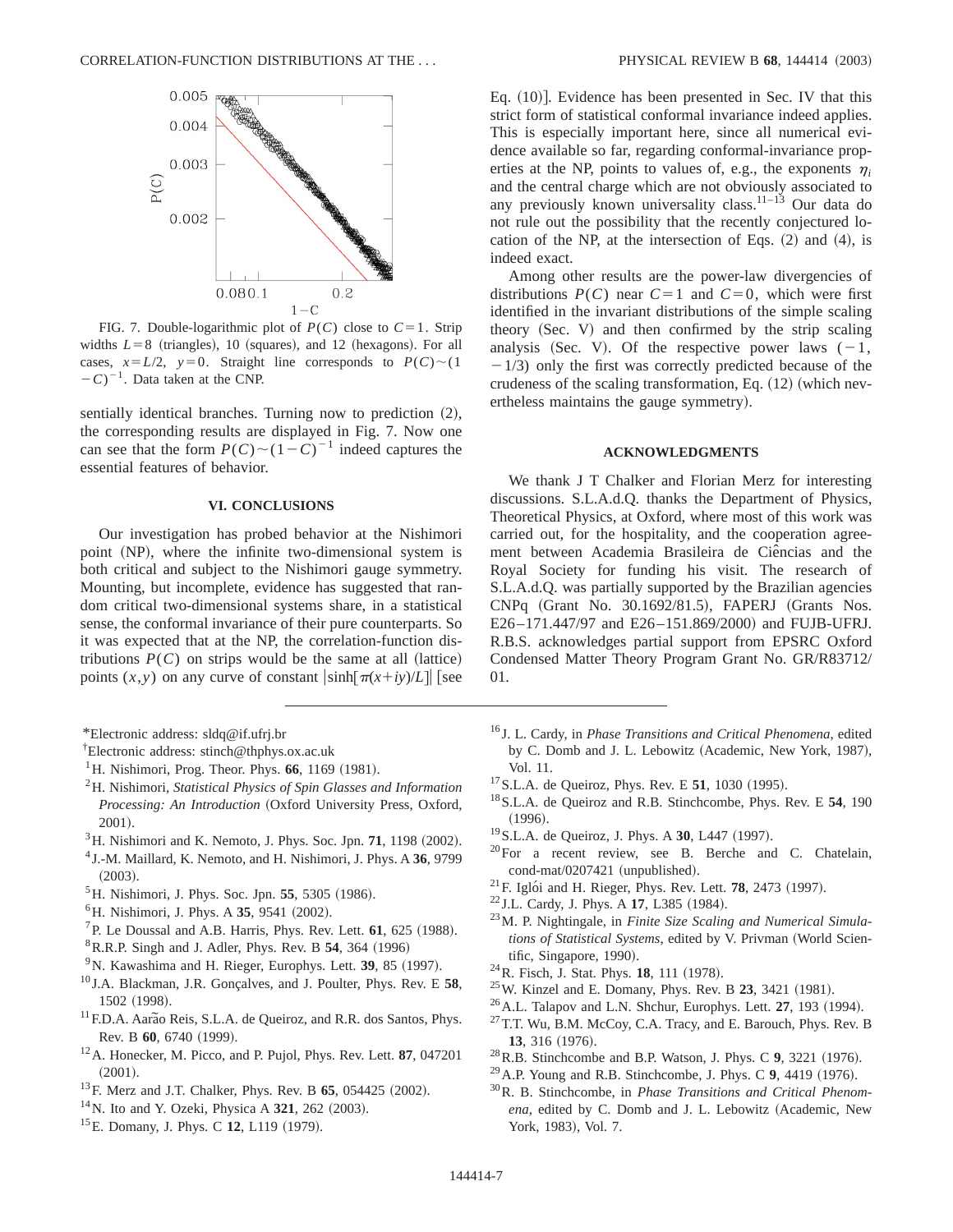0.005
0.004
0.003
P(C)
0.002
0.08 0.1
0.2
1−C

FIG. 7. Double-logarithmic plot of $P(C)$ close to $C=1$. Strip widths $L=8$ (triangles), 10 (squares), and 12 (hexagons). For all cases, $x=L/2$, $y=0$. Straight line corresponds to $P(C)\sim(1-C)^{-1}$. Data taken at the CNP.

sentially identical branches. Turning now to prediction (2), the corresponding results are displayed in Fig. 7. Now one can see that the form $P(C)\sim(1-C)^{-1}$ indeed captures the essential features of behavior.

## VI. CONCLUSIONS

Our investigation has probed behavior at the Nishimori point (NP), where the infinite two-dimensional system is both critical and subject to the Nishimori gauge symmetry. Mounting, but incomplete, evidence has suggested that random critical two-dimensional systems share, in a statistical sense, the conformal invariance of their pure counterparts. So it was expected that at the NP, the correlation-function distributions $P(C)$ on strips would be the same at all (lattice) points $(x,y)$ on any curve of constant $|\sinh[\pi(x+iy)/L]|$ [see Eq. (10)]. Evidence has been presented in Sec. IV that this strict form of statistical conformal invariance indeed applies. This is especially important here, since all numerical evidence available so far, regarding conformal-invariance properties at the NP, points to values of, e.g., the exponents $\eta_i$ and the central charge which are not obviously associated to any previously known universality class.[11–13] Our data do not rule out the possibility that the recently conjectured location of the NP, at the intersection of Eqs. (2) and (4), is indeed exact.

Among other results are the power-law divergencies of distributions $P(C)$ near $C=1$ and $C=0$, which were first identified in the invariant distributions of the simple scaling theory (Sec. V) and then confirmed by the strip scaling analysis (Sec. V). Of the respective power laws $(-1, -1/3)$ only the first was correctly predicted because of the crudeness of the scaling transformation, Eq. (12) (which nevertheless maintains the gauge symmetry).

## ACKNOWLEDGMENTS

We thank J T Chalker and Florian Merz for interesting discussions. S.L.A.d.Q. thanks the Department of Physics, Theoretical Physics, at Oxford, where most of this work was carried out, for the hospitality, and the cooperation agreement between Academia Brasileira de Ciências and the Royal Society for funding his visit. The research of S.L.A.d.Q. was partially supported by the Brazilian agencies CNPq (Grant No. 30.1692/81.5), FAPERJ (Grants Nos. E26–171.447/97 and E26–151.869/2000) and FUJB-UFRJ. R.B.S. acknowledges partial support from EPSRC Oxford Condensed Matter Theory Program Grant No. GR/R83712/01.

---

*Electronic address: sldq@if.ufrj.br

†Electronic address: stinch@thphys.ox.ac.uk

[1] H. Nishimori, Prog. Theor. Phys. **66**, 1169 (1981).

[2] H. Nishimori, *Statistical Physics of Spin Glasses and Information Processing: An Introduction* (Oxford University Press, Oxford, 2001).

[3] H. Nishimori and K. Nemoto, J. Phys. Soc. Jpn. **71**, 1198 (2002).

[4] J.-M. Maillard, K. Nemoto, and H. Nishimori, J. Phys. A **36**, 9799 (2003).

[5] H. Nishimori, J. Phys. Soc. Jpn. **55**, 5305 (1986).

[6] H. Nishimori, J. Phys. A **35**, 9541 (2002).

[7] P. Le Doussal and A.B. Harris, Phys. Rev. Lett. **61**, 625 (1988).

[8] R.R.P. Singh and J. Adler, Phys. Rev. B **54**, 364 (1996)

[9] N. Kawashima and H. Rieger, Europhys. Lett. **39**, 85 (1997).

[10] J.A. Blackman, J.R. Gonçalves, and J. Poulter, Phys. Rev. E **58**, 1502 (1998).

[11] F.D.A. Aarão Reis, S.L.A. de Queiroz, and R.R. dos Santos, Phys. Rev. B **60**, 6740 (1999).

[12] A. Honecker, M. Picco, and P. Pujol, Phys. Rev. Lett. **87**, 047201 (2001).

[13] F. Merz and J.T. Chalker, Phys. Rev. B **65**, 054425 (2002).

[14] N. Ito and Y. Ozeki, Physica A **321**, 262 (2003).

[15] E. Domany, J. Phys. C **12**, L119 (1979).

[16] J. L. Cardy, in *Phase Transitions and Critical Phenomena*, edited by C. Domb and J. L. Lebowitz (Academic, New York, 1987), Vol. 11.

[17] S.L.A. de Queiroz, Phys. Rev. E **51**, 1030 (1995).

[18] S.L.A. de Queiroz and R.B. Stinchcombe, Phys. Rev. E **54**, 190 (1996).

[19] S.L.A. de Queiroz, J. Phys. A **30**, L447 (1997).

[20] For a recent review, see B. Berche and C. Chatelain, cond-mat/0207421 (unpublished).

[21] F. Iglói and H. Rieger, Phys. Rev. Lett. **78**, 2473 (1997).

[22] J.L. Cardy, J. Phys. A **17**, L385 (1984).

[23] M. P. Nightingale, in *Finite Size Scaling and Numerical Simulations of Statistical Systems*, edited by V. Privman (World Scientific, Singapore, 1990).

[24] R. Fisch, J. Stat. Phys. **18**, 111 (1978).

[25] W. Kinzel and E. Domany, Phys. Rev. B **23**, 3421 (1981).

[26] A.L. Talapov and L.N. Shchur, Europhys. Lett. **27**, 193 (1994).

[27] T.T. Wu, B.M. McCoy, C.A. Tracy, and E. Barouch, Phys. Rev. B **13**, 316 (1976).

[28] R.B. Stinchcombe and B.P. Watson, J. Phys. C **9**, 3221 (1976).

[29] A.P. Young and R.B. Stinchcombe, J. Phys. C **9**, 4419 (1976).

[30] R. B. Stinchcombe, in *Phase Transitions and Critical Phenomena*, edited by C. Domb and J. L. Lebowitz (Academic, New York, 1983), Vol. 7.